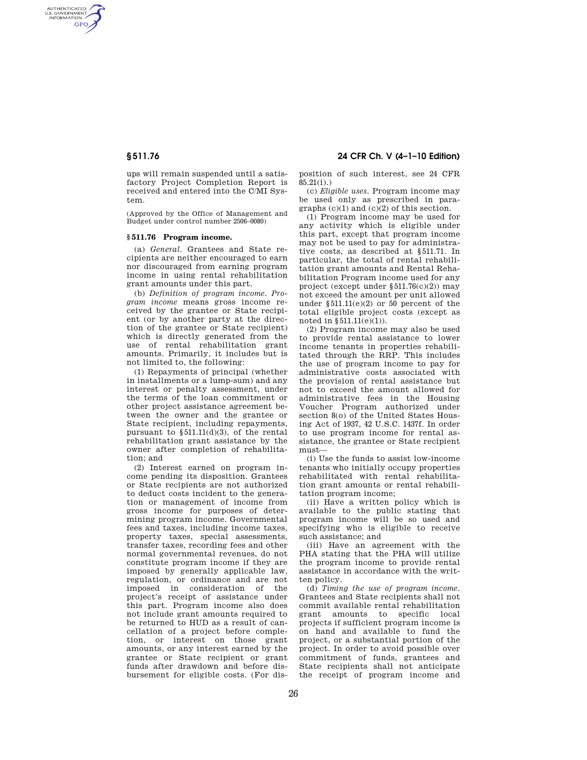ups will remain suspended until a satisfactory Project Completion Report is received and entered into the C/MI System.

(Approved by the Office of Management and Budget under control number 2506–0080)

### § 511.76 Program income.

(a) *General.* Grantees and State recipients are neither encouraged to earn nor discouraged from earning program income in using rental rehabilitation grant amounts under this part.

(b) *Definition of program income. Program income* means gross income received by the grantee or State recipient (or by another party at the direction of the grantee or State recipient) which is directly generated from the use of rental rehabilitation grant amounts. Primarily, it includes but is not limited to, the following:

(1) Repayments of principal (whether in installments or a lump-sum) and any interest or penalty assessment, under the terms of the loan commitment or other project assistance agreement between the owner and the grantee or State recipient, including repayments, pursuant to § 511.11(d)(3), of the rental rehabilitation grant assistance by the owner after completion of rehabilitation; and

(2) Interest earned on program income pending its disposition. Grantees or State recipients are not authorized to deduct costs incident to the generation or management of income from gross income for purposes of determining program income. Governmental fees and taxes, including income taxes, property taxes, special assessments, transfer taxes, recording fees and other normal governmental revenues, do not constitute program income if they are imposed by generally applicable law, regulation, or ordinance and are not imposed in consideration of the project's receipt of assistance under this part. Program income also does not include grant amounts required to be returned to HUD as a result of cancellation of a project before completion, or interest on those grant amounts, or any interest earned by the grantee or State recipient or grant funds after drawdown and before disbursement for eligible costs. (For disposition of such interest, see 24 CFR 85.21(i).)

(c) *Eligible uses.* Program income may be used only as prescribed in paragraphs (c)(1) and (c)(2) of this section.

(1) Program income may be used for any activity which is eligible under this part, except that program income may not be used to pay for administrative costs, as described at § 511.71. In particular, the total of rental rehabilitation grant amounts and Rental Rehabilitation Program income used for any project (except under § 511.76(c)(2)) may not exceed the amount per unit allowed under § 511.11(e)(2) or 50 percent of the total eligible project costs (except as noted in § 511.11(e)(1)).

(2) Program income may also be used to provide rental assistance to lower income tenants in properties rehabilitated through the RRP. This includes the use of program income to pay for administrative costs associated with the provision of rental assistance but not to exceed the amount allowed for administrative fees in the Housing Voucher Program authorized under section 8(o) of the United States Housing Act of 1937, 42 U.S.C. 1437f. In order to use program income for rental assistance, the grantee or State recipient must—

(i) Use the funds to assist low-income tenants who initially occupy properties rehabilitated with rental rehabilitation grant amounts or rental rehabilitation program income;

(ii) Have a written policy which is available to the public stating that program income will be so used and specifying who is eligible to receive such assistance; and

(iii) Have an agreement with the PHA stating that the PHA will utilize the program income to provide rental assistance in accordance with the written policy.

(d) *Timing the use of program income.* Grantees and State recipients shall not commit available rental rehabilitation grant amounts to specific local projects if sufficient program income is on hand and available to fund the project, or a substantial portion of the project. In order to avoid possible over commitment of funds, grantees and State recipients shall not anticipate the receipt of program income and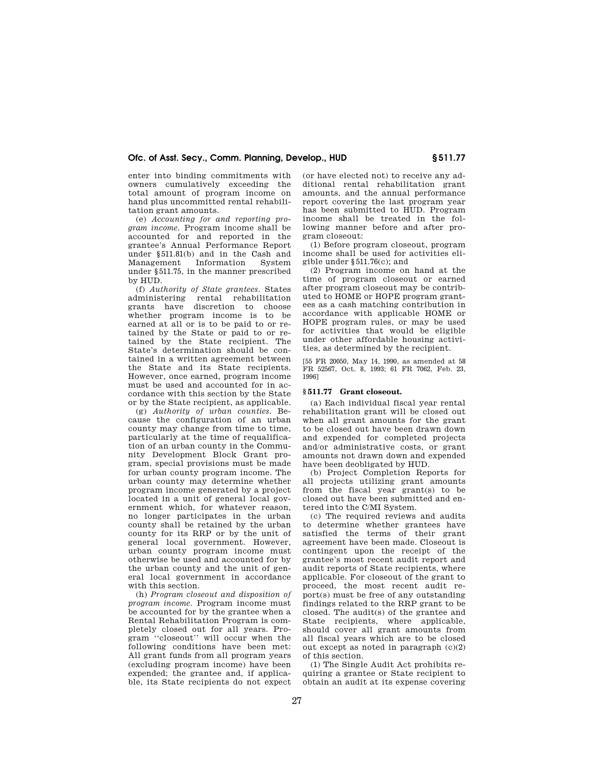enter into binding commitments with owners cumulatively exceeding the total amount of program income on hand plus uncommitted rental rehabilitation grant amounts.

(e) *Accounting for and reporting program income.* Program income shall be accounted for and reported in the grantee's Annual Performance Report under §511.81(b) and in the Cash and Management Information System under §511.75, in the manner prescribed by HUD.

(f) *Authority of State grantees.* States administering rental rehabilitation grants have discretion to choose whether program income is to be earned at all or is to be paid to or retained by the State or paid to or retained by the State recipient. The State's determination should be contained in a written agreement between the State and its State recipients. However, once earned, program income must be used and accounted for in accordance with this section by the State or by the State recipient, as applicable.

(g) *Authority of urban counties.* Because the configuration of an urban county may change from time to time, particularly at the time of requalification of an urban county in the Community Development Block Grant program, special provisions must be made for urban county program income. The urban county may determine whether program income generated by a project located in a unit of general local government which, for whatever reason, no longer participates in the urban county shall be retained by the urban county for its RRP or by the unit of general local government. However, urban county program income must otherwise be used and accounted for by the urban county and the unit of general local government in accordance with this section.

(h) *Program closeout and disposition of program income.* Program income must be accounted for by the grantee when a Rental Rehabilitation Program is completely closed out for all years. Program "closeout" will occur when the following conditions have been met: All grant funds from all program years (excluding program income) have been expended; the grantee and, if applicable, its State recipients do not expect (or have elected not) to receive any additional rental rehabilitation grant amounts, and the annual performance report covering the last program year has been submitted to HUD. Program income shall be treated in the following manner before and after program closeout:

(1) Before program closeout, program income shall be used for activities eligible under §511.76(c); and

(2) Program income on hand at the time of program closeout or earned after program closeout may be contributed to HOME or HOPE program grantees as a cash matching contribution in accordance with applicable HOME or HOPE program rules, or may be used for activities that would be eligible under other affordable housing activities, as determined by the recipient.

[55 FR 20050, May 14, 1990, as amended at 58 FR 52567, Oct. 8, 1993; 61 FR 7062, Feb. 23, 1996]

## §511.77 Grant closeout.

(a) Each individual fiscal year rental rehabilitation grant will be closed out when all grant amounts for the grant to be closed out have been drawn down and expended for completed projects and/or administrative costs, or grant amounts not drawn down and expended have been deobligated by HUD.

(b) Project Completion Reports for all projects utilizing grant amounts from the fiscal year grant(s) to be closed out have been submitted and entered into the C/MI System.

(c) The required reviews and audits to determine whether grantees have satisfied the terms of their grant agreement have been made. Closeout is contingent upon the receipt of the grantee's most recent audit report and audit reports of State recipients, where applicable. For closeout of the grant to proceed, the most recent audit report(s) must be free of any outstanding findings related to the RRP grant to be closed. The audit(s) of the grantee and State recipients, where applicable, should cover all grant amounts from all fiscal years which are to be closed out except as noted in paragraph (c)(2) of this section.

(1) The Single Audit Act prohibits requiring a grantee or State recipient to obtain an audit at its expense covering